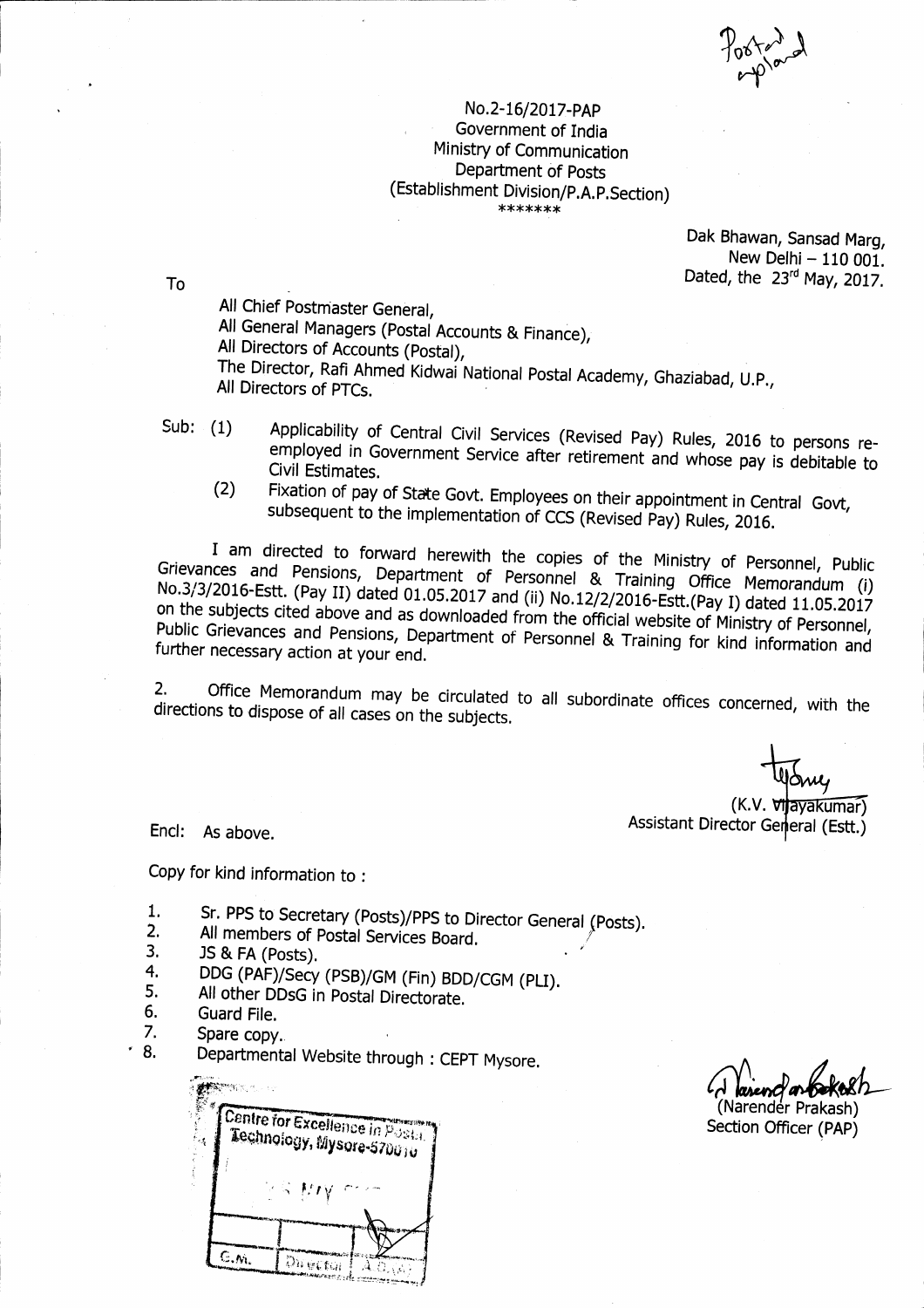Posted upload

No.2-16/2017-PAP
Government of India
Ministry of Communication
Department of Posts
(Establishment Division/P.A.P.Section)
\*\*\*\*\*\*\*

Dak Bhawan, Sansad Marg,
New Delhi – 110 001.
Dated, the 23rd May, 2017.

To

All Chief Postmaster General,
All General Managers (Postal Accounts & Finance),
All Directors of Accounts (Postal),
The Director, Rafi Ahmed Kidwai National Postal Academy, Ghaziabad, U.P.,
All Directors of PTCs.

Sub: (1) Applicability of Central Civil Services (Revised Pay) Rules, 2016 to persons re-employed in Government Service after retirement and whose pay is debitable to Civil Estimates.

(2) Fixation of pay of State Govt. Employees on their appointment in Central Govt, subsequent to the implementation of CCS (Revised Pay) Rules, 2016.

I am directed to forward herewith the copies of the Ministry of Personnel, Public Grievances and Pensions, Department of Personnel & Training Office Memorandum (i) No.3/3/2016-Estt. (Pay II) dated 01.05.2017 and (ii) No.12/2/2016-Estt.(Pay I) dated 11.05.2017 on the subjects cited above and as downloaded from the official website of Ministry of Personnel, Public Grievances and Pensions, Department of Personnel & Training for kind information and further necessary action at your end.

2. Office Memorandum may be circulated to all subordinate offices concerned, with the directions to dispose of all cases on the subjects.

(K.V. Vijayakumar)
Assistant Director General (Estt.)

Encl: As above.

Copy for kind information to :

1. Sr. PPS to Secretary (Posts)/PPS to Director General (Posts).
2. All members of Postal Services Board.
3. JS & FA (Posts).
4. DDG (PAF)/Secy (PSB)/GM (Fin) BDD/CGM (PLI).
5. All other DDsG in Postal Directorate.
6. Guard File.
7. Spare copy.
8. Departmental Website through : CEPT Mysore.

(Narender Prakash)
Section Officer (PAP)

Centre for Excellence in Postal Technology, Mysore-570010

| G.M. | Director | A.D. |
| --- | --- | --- |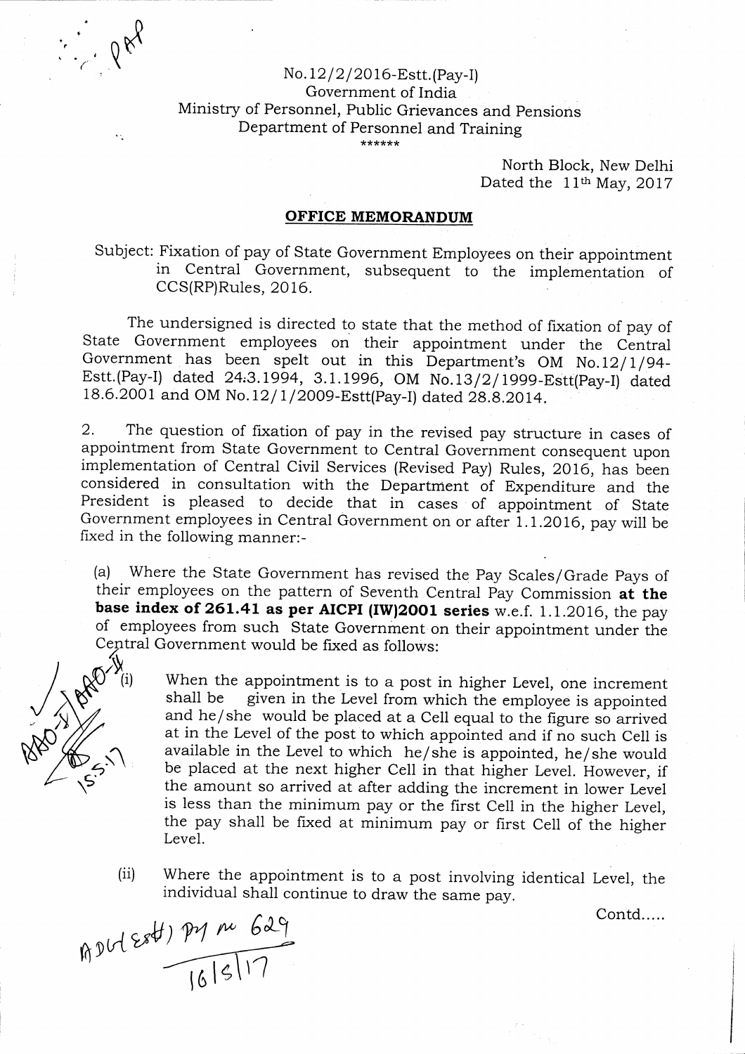No.12/2/2016-Estt.(Pay-I)
Government of India
Ministry of Personnel, Public Grievances and Pensions
Department of Personnel and Training
\*\*\*\*\*\*

North Block, New Delhi
Dated the 11th May, 2017

## OFFICE MEMORANDUM

Subject: Fixation of pay of State Government Employees on their appointment in Central Government, subsequent to the implementation of CCS(RP)Rules, 2016.

The undersigned is directed to state that the method of fixation of pay of State Government employees on their appointment under the Central Government has been spelt out in this Department's OM No.12/1/94-Estt.(Pay-I) dated 24.3.1994, 3.1.1996, OM No.13/2/1999-Estt(Pay-I) dated 18.6.2001 and OM No.12/1/2009-Estt(Pay-I) dated 28.8.2014.

2. The question of fixation of pay in the revised pay structure in cases of appointment from State Government to Central Government consequent upon implementation of Central Civil Services (Revised Pay) Rules, 2016, has been considered in consultation with the Department of Expenditure and the President is pleased to decide that in cases of appointment of State Government employees in Central Government on or after 1.1.2016, pay will be fixed in the following manner:-

(a) Where the State Government has revised the Pay Scales/Grade Pays of their employees on the pattern of Seventh Central Pay Commission **at the base index of 261.41 as per AICPI (IW)2001 series** w.e.f. 1.1.2016, the pay of employees from such State Government on their appointment under the Central Government would be fixed as follows:

(i) When the appointment is to a post in higher Level, one increment shall be given in the Level from which the employee is appointed and he/she would be placed at a Cell equal to the figure so arrived at in the Level of the post to which appointed and if no such Cell is available in the Level to which he/she is appointed, he/she would be placed at the next higher Cell in that higher Level. However, if the amount so arrived at after adding the increment in lower Level is less than the minimum pay or the first Cell in the higher Level, the pay shall be fixed at minimum pay or first Cell of the higher Level.

(ii) Where the appointment is to a post involving identical Level, the individual shall continue to draw the same pay.

Contd.....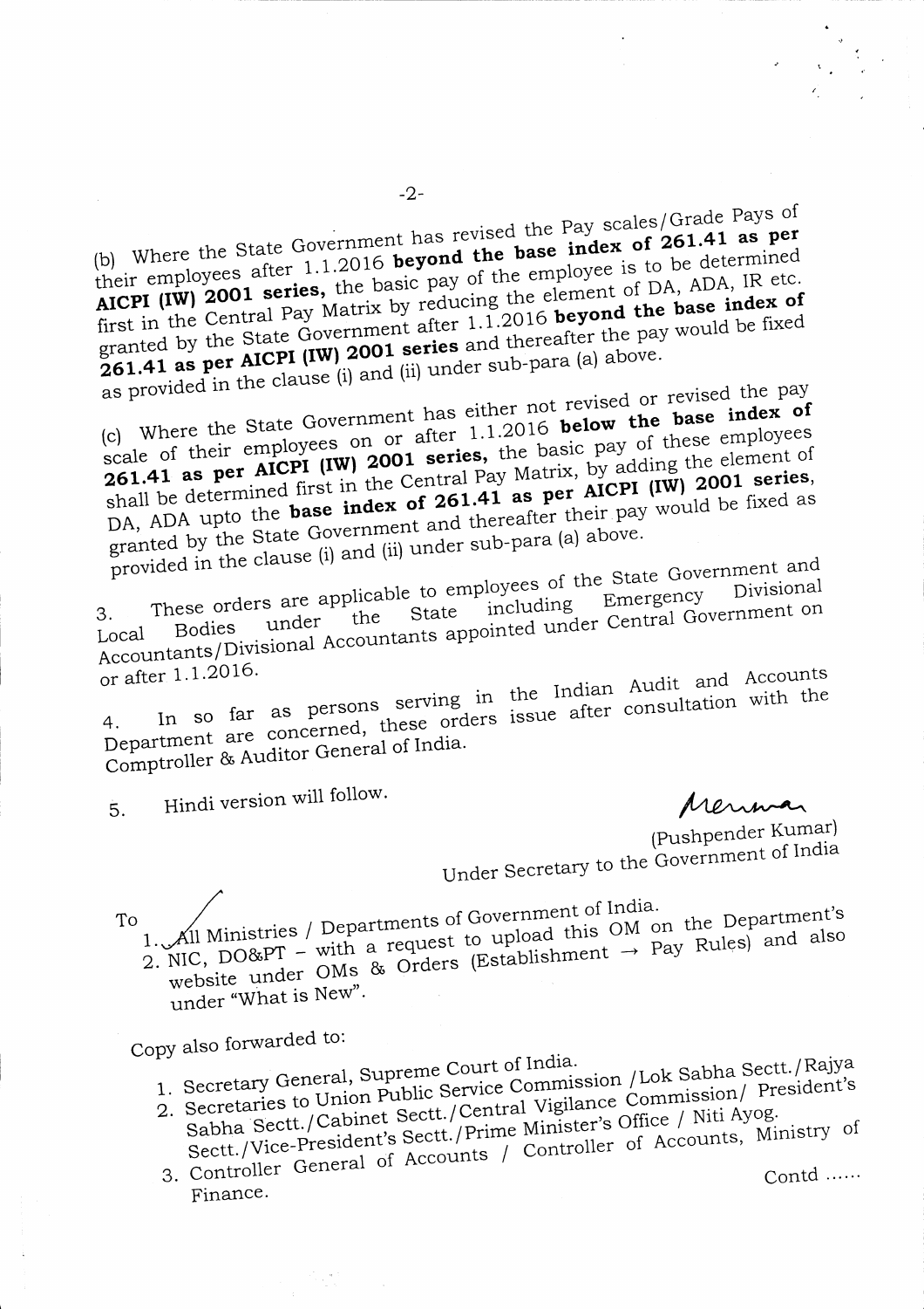(b) Where the State Government has revised the Pay scales/Grade Pays of their employees after 1.1.2016 **beyond the base index of 261.41 as per AICPI (IW) 2001 series,** the basic pay of the employee is to be determined first in the Central Pay Matrix by reducing the element of DA, ADA, IR etc. granted by the State Government after 1.1.2016 **beyond the base index of 261.41 as per AICPI (IW) 2001 series** and thereafter the pay would be fixed as provided in the clause (i) and (ii) under sub-para (a) above.

(c) Where the State Government has either not revised or revised the pay scale of their employees on or after 1.1.2016 **below the base index of 261.41 as per AICPI (IW) 2001 series,** the basic pay of these employees shall be determined first in the Central Pay Matrix, by adding the element of DA, ADA upto the **base index of 261.41 as per AICPI (IW) 2001 series,** granted by the State Government and thereafter their pay would be fixed as provided in the clause (i) and (ii) under sub-para (a) above.

3. These orders are applicable to employees of the State Government and Local Bodies under the State including Emergency Divisional Accountants/Divisional Accountants appointed under Central Government on or after 1.1.2016.

4. In so far as persons serving in the Indian Audit and Accounts Department are concerned, these orders issue after consultation with the Comptroller & Auditor General of India.

5. Hindi version will follow.

(Pushpender Kumar)
Under Secretary to the Government of India

To

1. All Ministries / Departments of Government of India.
2. NIC, DO&PT – with a request to upload this OM on the Department's website under OMs & Orders (Establishment → Pay Rules) and also under "What is New".

Copy also forwarded to:

1. Secretary General, Supreme Court of India.
2. Secretaries to Union Public Service Commission /Lok Sabha Sectt./Rajya Sabha Sectt./Cabinet Sectt./Central Vigilance Commission/ President's Sectt./Vice-President's Sectt./Prime Minister's Office / Niti Ayog.
3. Controller General of Accounts / Controller of Accounts, Ministry of Finance.

Contd ……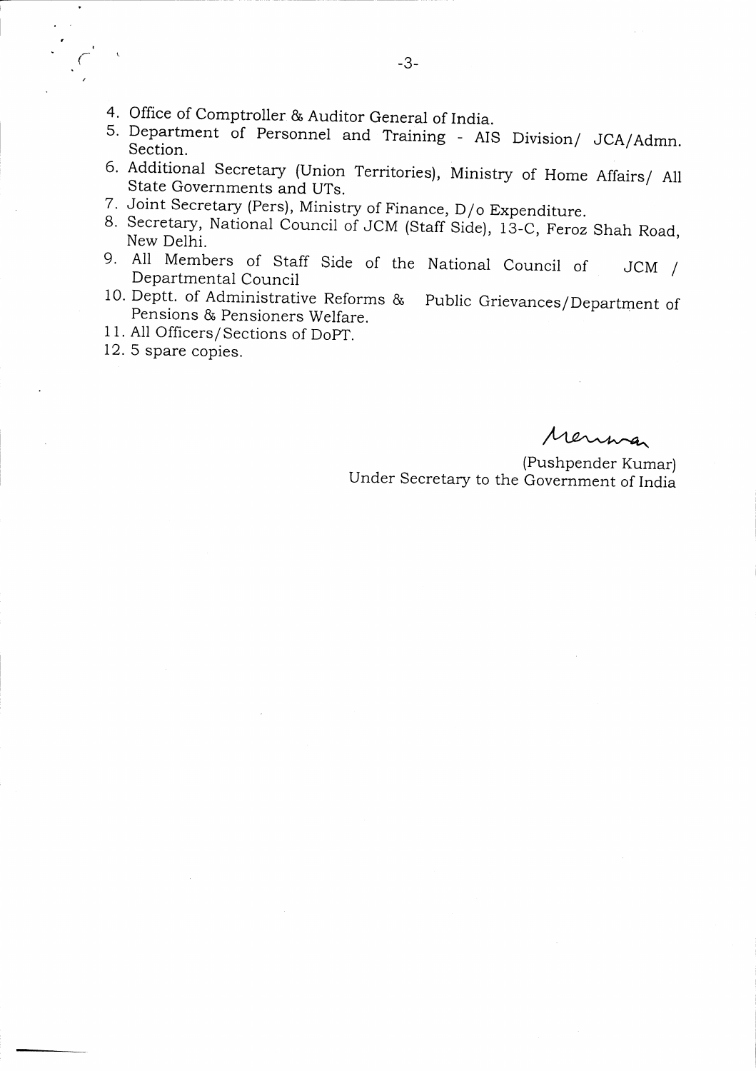4. Office of Comptroller & Auditor General of India.
5. Department of Personnel and Training - AIS Division/ JCA/Admn. Section.
6. Additional Secretary (Union Territories), Ministry of Home Affairs/ All State Governments and UTs.
7. Joint Secretary (Pers), Ministry of Finance, D/o Expenditure.
8. Secretary, National Council of JCM (Staff Side), 13-C, Feroz Shah Road, New Delhi.
9. All Members of Staff Side of the National Council of JCM / Departmental Council
10. Deptt. of Administrative Reforms & Public Grievances/Department of Pensions & Pensioners Welfare.
11. All Officers/Sections of DoPT.
12. 5 spare copies.

(Pushpender Kumar)
Under Secretary to the Government of India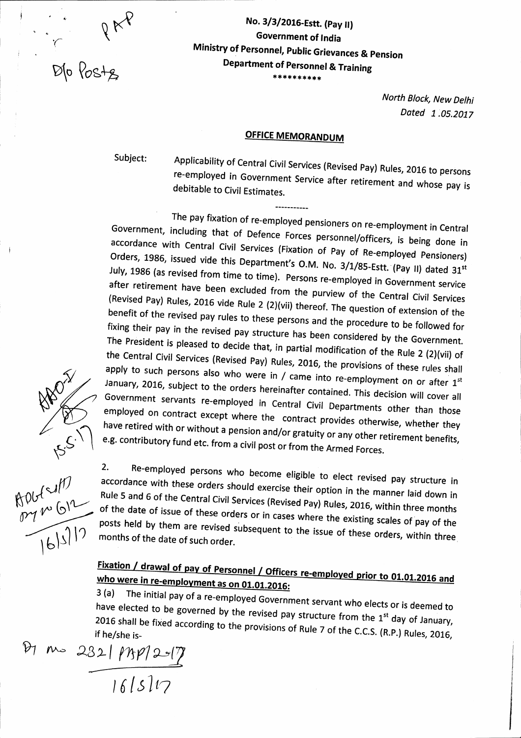No. 3/3/2016-Estt. (Pay II)
Government of India
Ministry of Personnel, Public Grievances & Pension
Department of Personnel & Training
\*\*\*\*\*\*\*\*\*\*

North Block, New Delhi
Dated 1.05.2017

## OFFICE MEMORANDUM

Subject: Applicability of Central Civil Services (Revised Pay) Rules, 2016 to persons re-employed in Government Service after retirement and whose pay is debitable to Civil Estimates.

-----------

The pay fixation of re-employed pensioners on re-employment in Central Government, including that of Defence Forces personnel/officers, is being done in accordance with Central Civil Services (Fixation of Pay of Re-employed Pensioners) Orders, 1986, issued vide this Department's O.M. No. 3/1/85-Estt. (Pay II) dated 31st July, 1986 (as revised from time to time). Persons re-employed in Government service after retirement have been excluded from the purview of the Central Civil Services (Revised Pay) Rules, 2016 vide Rule 2 (2)(vii) thereof. The question of extension of the benefit of the revised pay rules to these persons and the procedure to be followed for fixing their pay in the revised pay structure has been considered by the Government. The President is pleased to decide that, in partial modification of the Rule 2 (2)(vii) of the Central Civil Services (Revised Pay) Rules, 2016, the provisions of these rules shall apply to such persons also who were in / came into re-employment on or after 1st January, 2016, subject to the orders hereinafter contained. This decision will cover all Government servants re-employed in Central Civil Departments other than those employed on contract except where the contract provides otherwise, whether they have retired with or without a pension and/or gratuity or any other retirement benefits, e.g. contributory fund etc. from a civil post or from the Armed Forces.

2. Re-employed persons who become eligible to elect revised pay structure in accordance with these orders should exercise their option in the manner laid down in Rule 5 and 6 of the Central Civil Services (Revised Pay) Rules, 2016, within three months of the date of issue of these orders or in cases where the existing scales of pay of the posts held by them are revised subsequent to the issue of these orders, within three months of the date of such order.

### Fixation / drawal of pay of Personnel / Officers re-employed prior to 01.01.2016 and who were in re-employment as on 01.01.2016:

3 (a) The initial pay of a re-employed Government servant who elects or is deemed to have elected to be governed by the revised pay structure from the 1st day of January, 2016 shall be fixed according to the provisions of Rule 7 of the C.C.S. (R.P.) Rules, 2016, if he/she is-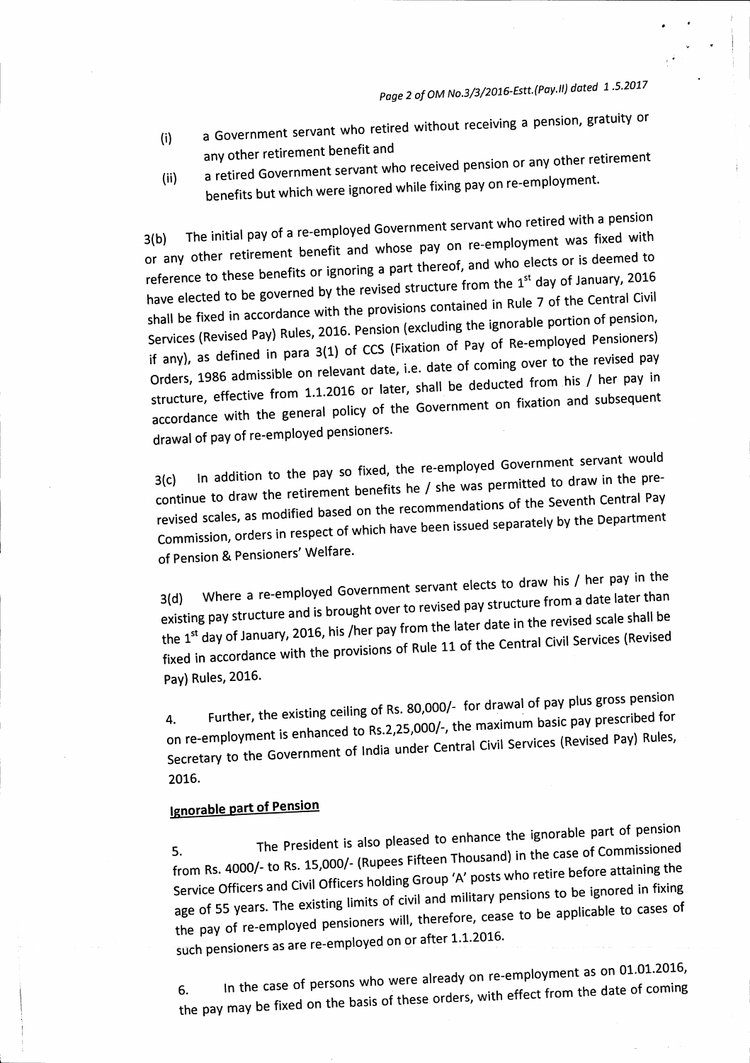(i) a Government servant who retired without receiving a pension, gratuity or any other retirement benefit and

(ii) a retired Government servant who received pension or any other retirement benefits but which were ignored while fixing pay on re-employment.

3(b) The initial pay of a re-employed Government servant who retired with a pension or any other retirement benefit and whose pay on re-employment was fixed with reference to these benefits or ignoring a part thereof, and who elects or is deemed to have elected to be governed by the revised structure from the 1st day of January, 2016 shall be fixed in accordance with the provisions contained in Rule 7 of the Central Civil Services (Revised Pay) Rules, 2016. Pension (excluding the ignorable portion of pension, if any), as defined in para 3(1) of CCS (Fixation of Pay of Re-employed Pensioners) Orders, 1986 admissible on relevant date, i.e. date of coming over to the revised pay structure, effective from 1.1.2016 or later, shall be deducted from his / her pay in accordance with the general policy of the Government on fixation and subsequent drawal of pay of re-employed pensioners.

3(c) In addition to the pay so fixed, the re-employed Government servant would continue to draw the retirement benefits he / she was permitted to draw in the pre-revised scales, as modified based on the recommendations of the Seventh Central Pay Commission, orders in respect of which have been issued separately by the Department of Pension & Pensioners' Welfare.

3(d) Where a re-employed Government servant elects to draw his / her pay in the existing pay structure and is brought over to revised pay structure from a date later than the 1st day of January, 2016, his /her pay from the later date in the revised scale shall be fixed in accordance with the provisions of Rule 11 of the Central Civil Services (Revised Pay) Rules, 2016.

4. Further, the existing ceiling of Rs. 80,000/- for drawal of pay plus gross pension on re-employment is enhanced to Rs.2,25,000/-, the maximum basic pay prescribed for Secretary to the Government of India under Central Civil Services (Revised Pay) Rules, 2016.

**Ignorable part of Pension**

5. The President is also pleased to enhance the ignorable part of pension from Rs. 4000/- to Rs. 15,000/- (Rupees Fifteen Thousand) in the case of Commissioned Service Officers and Civil Officers holding Group 'A' posts who retire before attaining the age of 55 years. The existing limits of civil and military pensions to be ignored in fixing the pay of re-employed pensioners will, therefore, cease to be applicable to cases of such pensioners as are re-employed on or after 1.1.2016.

6. In the case of persons who were already on re-employment as on 01.01.2016, the pay may be fixed on the basis of these orders, with effect from the date of coming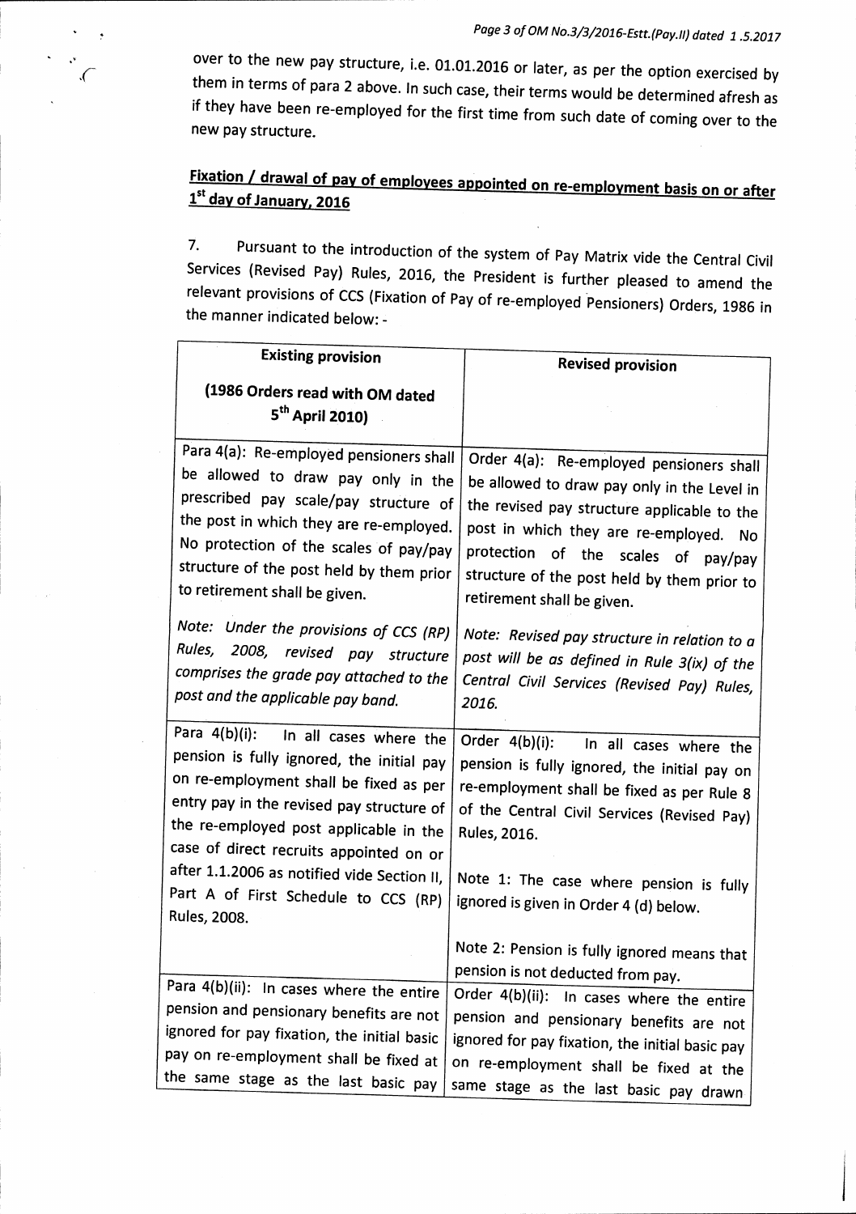over to the new pay structure, i.e. 01.01.2016 or later, as per the option exercised by them in terms of para 2 above. In such case, their terms would be determined afresh as if they have been re-employed for the first time from such date of coming over to the new pay structure.

**Fixation / drawal of pay of employees appointed on re-employment basis on or after 1st day of January, 2016**

7. Pursuant to the introduction of the system of Pay Matrix vide the Central Civil Services (Revised Pay) Rules, 2016, the President is further pleased to amend the relevant provisions of CCS (Fixation of Pay of re-employed Pensioners) Orders, 1986 in the manner indicated below: -

| Existing provision (1986 Orders read with OM dated 5th April 2010) | Revised provision |
|---|---|
| Para 4(a): Re-employed pensioners shall be allowed to draw pay only in the prescribed pay scale/pay structure of the post in which they are re-employed. No protection of the scales of pay/pay structure of the post held by them prior to retirement shall be given.<br><br>*Note: Under the provisions of CCS (RP) Rules, 2008, revised pay structure comprises the grade pay attached to the post and the applicable pay band.* | Order 4(a): Re-employed pensioners shall be allowed to draw pay only in the Level in the revised pay structure applicable to the post in which they are re-employed. No protection of the scales of pay/pay structure of the post held by them prior to retirement shall be given.<br><br>*Note: Revised pay structure in relation to a post will be as defined in Rule 3(ix) of the Central Civil Services (Revised Pay) Rules, 2016.* |
| Para 4(b)(i): In all cases where the pension is fully ignored, the initial pay on re-employment shall be fixed as per entry pay in the revised pay structure of the re-employed post applicable in the case of direct recruits appointed on or after 1.1.2006 as notified vide Section II, Part A of First Schedule to CCS (RP) Rules, 2008. | Order 4(b)(i): In all cases where the pension is fully ignored, the initial pay on re-employment shall be fixed as per Rule 8 of the Central Civil Services (Revised Pay) Rules, 2016.<br><br>Note 1: The case where pension is fully ignored is given in Order 4 (d) below.<br><br>Note 2: Pension is fully ignored means that pension is not deducted from pay. |
| Para 4(b)(ii): In cases where the entire pension and pensionary benefits are not ignored for pay fixation, the initial basic pay on re-employment shall be fixed at the same stage as the last basic pay | Order 4(b)(ii): In cases where the entire pension and pensionary benefits are not ignored for pay fixation, the initial basic pay on re-employment shall be fixed at the same stage as the last basic pay drawn |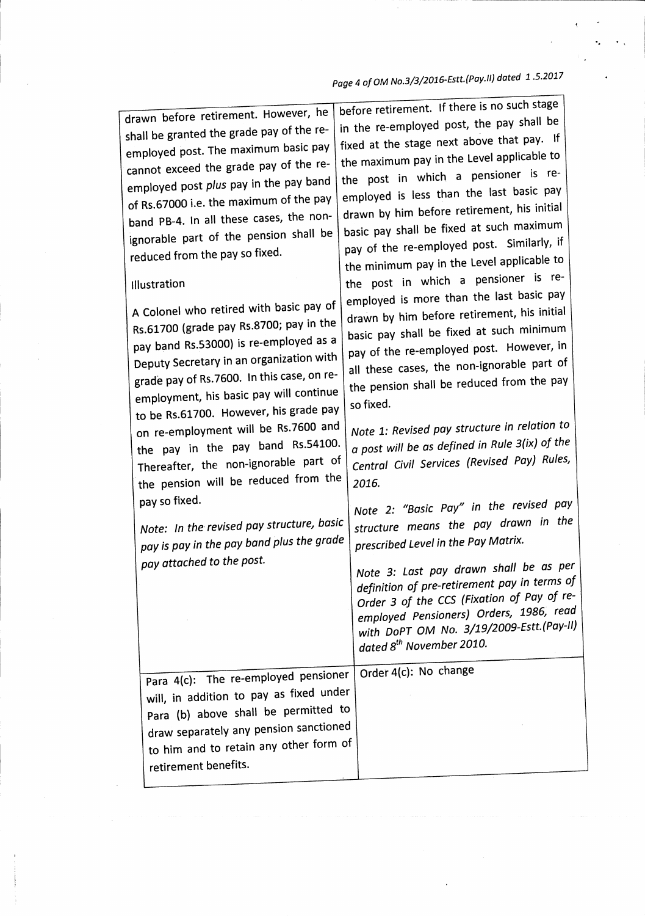| | |
|---|---|
| drawn before retirement. However, he shall be granted the grade pay of the re-employed post. The maximum basic pay cannot exceed the grade pay of the re-employed post *plus* pay in the pay band of Rs.67000 i.e. the maximum of the pay band PB-4. In all these cases, the non-ignorable part of the pension shall be reduced from the pay so fixed.<br><br>Illustration<br><br>A Colonel who retired with basic pay of Rs.61700 (grade pay Rs.8700; pay in the pay band Rs.53000) is re-employed as a Deputy Secretary in an organization with grade pay of Rs.7600. In this case, on re-employment, his basic pay will continue to be Rs.61700. However, his grade pay on re-employment will be Rs.7600 and the pay in the pay band Rs.54100. Thereafter, the non-ignorable part of the pension will be reduced from the pay so fixed.<br><br>*Note: In the revised pay structure, basic pay is pay in the pay band plus the grade pay attached to the post.* | before retirement. If there is no such stage in the re-employed post, the pay shall be fixed at the stage next above that pay. If the maximum pay in the Level applicable to the post in which a pensioner is re-employed is less than the last basic pay drawn by him before retirement, his initial basic pay shall be fixed at such maximum pay of the re-employed post. Similarly, if the minimum pay in the Level applicable to the post in which a pensioner is re-employed is more than the last basic pay drawn by him before retirement, his initial basic pay shall be fixed at such minimum pay of the re-employed post. However, in all these cases, the non-ignorable part of the pension shall be reduced from the pay so fixed.<br><br>*Note 1: Revised pay structure in relation to a post will be as defined in Rule 3(ix) of the Central Civil Services (Revised Pay) Rules, 2016.*<br><br>*Note 2: "Basic Pay" in the revised pay structure means the pay drawn in the prescribed Level in the Pay Matrix.*<br><br>*Note 3: Last pay drawn shall be as per definition of pre-retirement pay in terms of Order 3 of the CCS (Fixation of Pay of re-employed Pensioners) Orders, 1986, read with DoPT OM No. 3/19/2009-Estt.(Pay-II) dated 8th November 2010.* |
| Para 4(c): The re-employed pensioner will, in addition to pay as fixed under Para (b) above shall be permitted to draw separately any pension sanctioned to him and to retain any other form of retirement benefits. | Order 4(c): No change |